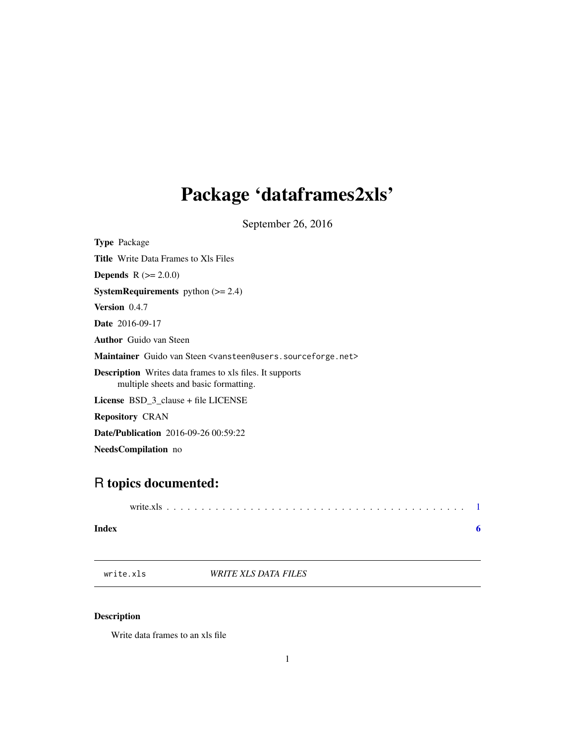# Package 'dataframes2xls'

September 26, 2016

**Type** Package

**Title** Write Data Frames to Xls Files

**Depends** R (>= 2.0.0)

**SystemRequirements** python (>= 2.4)

**Version** 0.4.7

**Date** 2016-09-17

**Author** Guido van Steen

**Maintainer** Guido van Steen <vansteen@users.sourceforge.net>

**Description** Writes data frames to xls files. It supports multiple sheets and basic formatting.

**License** BSD_3_clause + file LICENSE

**Repository** CRAN

**Date/Publication** 2016-09-26 00:59:22

**NeedsCompilation** no

## R topics documented:

write.xls . . . . . . . . . . . . . . . . . . . . . . . . . . . . . . . . . . . . . . . . . . . 1

**Index** **6**

---

`write.xls` *WRITE XLS DATA FILES*

---

### Description

Write data frames to an xls file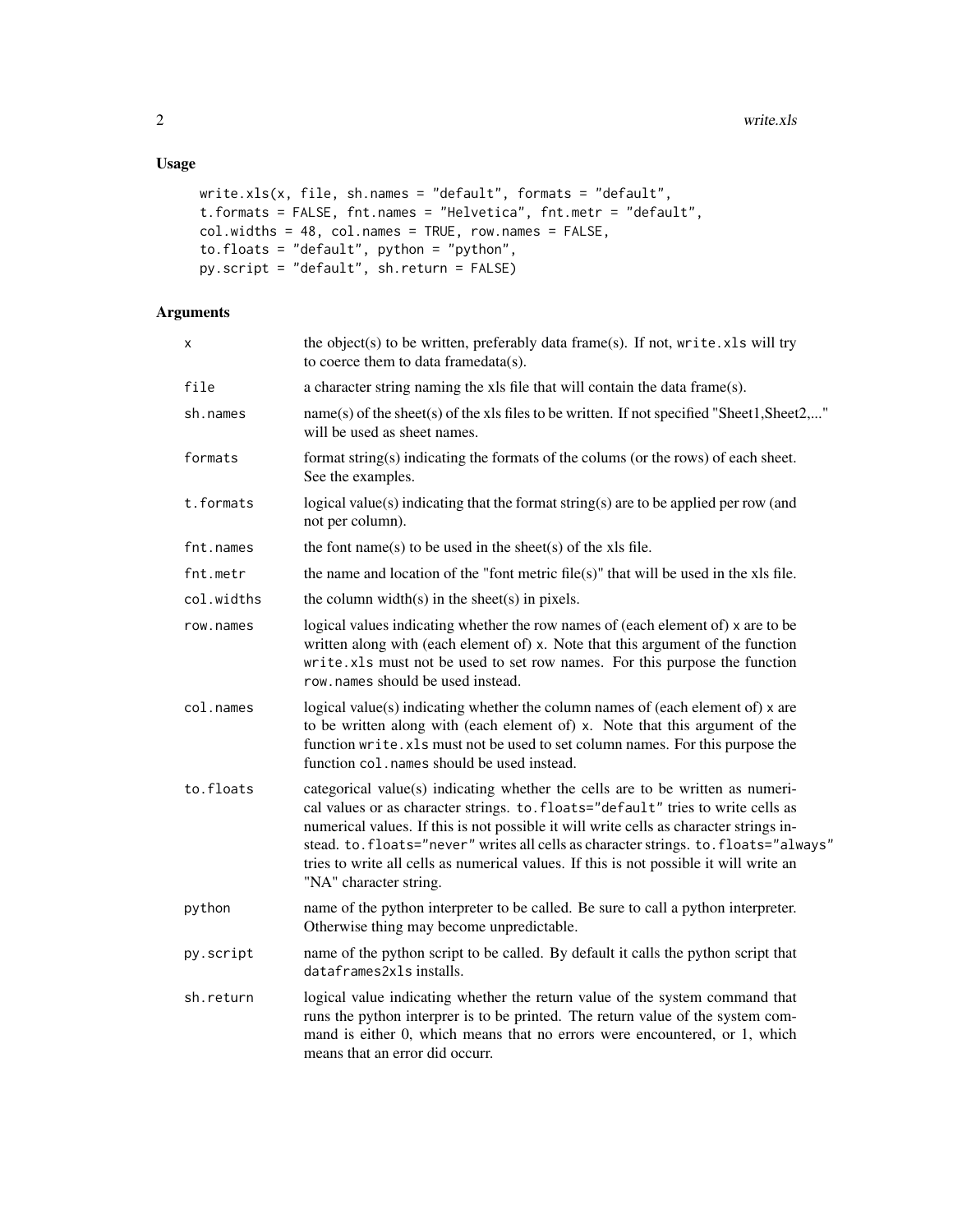## Usage

```
write.xls(x, file, sh.names = "default", formats = "default",
t.formats = FALSE, fnt.names = "Helvetica", fnt.metr = "default",
col.widths = 48, col.names = TRUE, row.names = FALSE,
to.floats = "default", python = "python",
py.script = "default", sh.return = FALSE)
```

## Arguments

| | |
|---|---|
| `x` | the object(s) to be written, preferably data frame(s). If not, `write.xls` will try to coerce them to data framedata(s). |
| `file` | a character string naming the xls file that will contain the data frame(s). |
| `sh.names` | name(s) of the sheet(s) of the xls files to be written. If not specified "Sheet1,Sheet2,..." will be used as sheet names. |
| `formats` | format string(s) indicating the formats of the colums (or the rows) of each sheet. See the examples. |
| `t.formats` | logical value(s) indicating that the format string(s) are to be applied per row (and not per column). |
| `fnt.names` | the font name(s) to be used in the sheet(s) of the xls file. |
| `fnt.metr` | the name and location of the "font metric file(s)" that will be used in the xls file. |
| `col.widths` | the column width(s) in the sheet(s) in pixels. |
| `row.names` | logical values indicating whether the row names of (each element of) `x` are to be written along with (each element of) `x`. Note that this argument of the function `write.xls` must not be used to set row names. For this purpose the function `row.names` should be used instead. |
| `col.names` | logical value(s) indicating whether the column names of (each element of) `x` are to be written along with (each element of) `x`. Note that this argument of the function `write.xls` must not be used to set column names. For this purpose the function `col.names` should be used instead. |
| `to.floats` | categorical value(s) indicating whether the cells are to be written as numerical values or as character strings. `to.floats="default"` tries to write cells as numerical values. If this is not possible it will write cells as character strings instead. `to.floats="never"` writes all cells as character strings. `to.floats="always"` tries to write all cells as numerical values. If this is not possible it will write an "NA" character string. |
| `python` | name of the python interpreter to be called. Be sure to call a python interpreter. Otherwise thing may become unpredictable. |
| `py.script` | name of the python script to be called. By default it calls the python script that `dataframes2xls` installs. |
| `sh.return` | logical value indicating whether the return value of the system command that runs the python interprer is to be printed. The return value of the system command is either 0, which means that no errors were encountered, or 1, which means that an error did occurr. |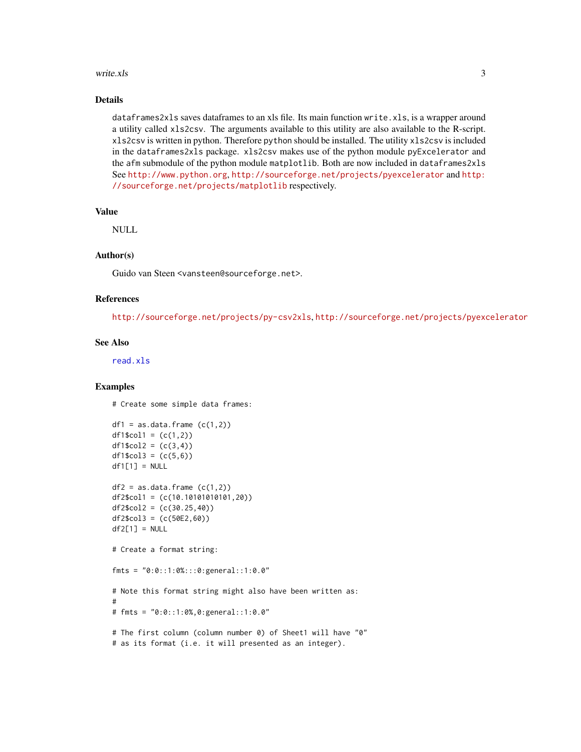## Details

dataframes2xls saves dataframes to an xls file. Its main function write.xls, is a wrapper around a utility called xls2csv. The arguments available to this utility are also available to the R-script. xls2csv is written in python. Therefore python should be installed. The utility xls2csv is included in the dataframes2xls package. xls2csv makes use of the python module pyExcelerator and the afm submodule of the python module matplotlib. Both are now included in dataframes2xls See http://www.python.org, http://sourceforge.net/projects/pyexcelerator and http://sourceforge.net/projects/matplotlib respectively.

## Value

NULL

## Author(s)

Guido van Steen <vansteen@sourceforge.net>.

## References

http://sourceforge.net/projects/py-csv2xls, http://sourceforge.net/projects/pyexcelerator

## See Also

read.xls

## Examples

```
# Create some simple data frames:

df1 = as.data.frame (c(1,2))
df1$col1 = (c(1,2))
df1$col2 = (c(3,4))
df1$col3 = (c(5,6))
df1[1] = NULL

df2 = as.data.frame (c(1,2))
df2$col1 = (c(10.10101010101,20))
df2$col2 = (c(30.25,40))
df2$col3 = (c(50E2,60))
df2[1] = NULL

# Create a format string:

fmts = "0:0::1:0%:::0:general::1:0.0"

# Note this format string might also have been written as:
#
# fmts = "0:0::1:0%,0:general::1:0.0"

# The first column (column number 0) of Sheet1 will have "0"
# as its format (i.e. it will presented as an integer).
```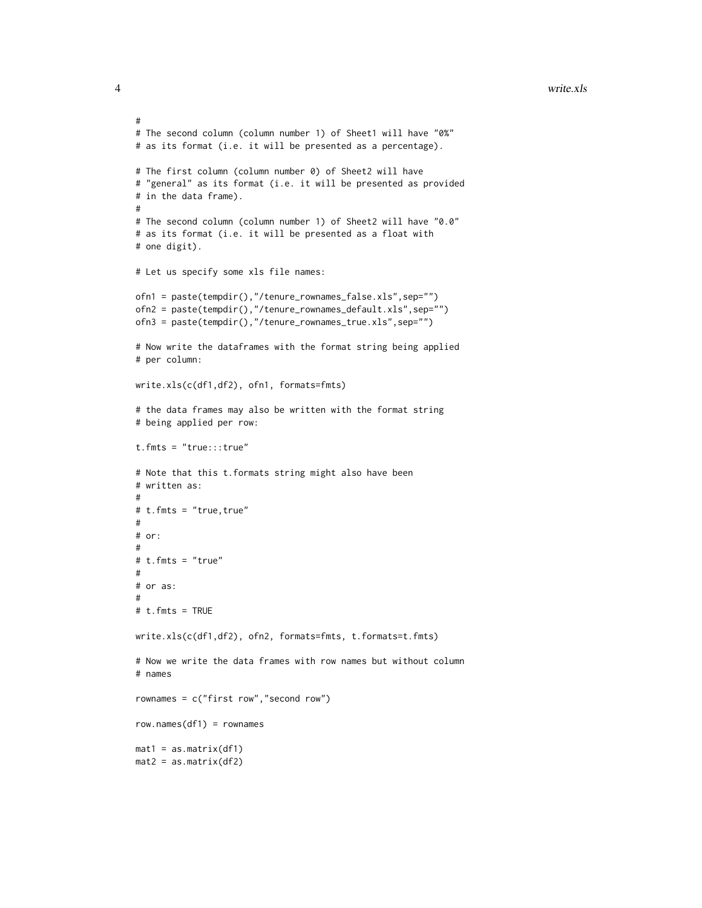```
#
# The second column (column number 1) of Sheet1 will have "0%"
# as its format (i.e. it will be presented as a percentage).

# The first column (column number 0) of Sheet2 will have
# "general" as its format (i.e. it will be presented as provided
# in the data frame).
#
# The second column (column number 1) of Sheet2 will have "0.0"
# as its format (i.e. it will be presented as a float with
# one digit).

# Let us specify some xls file names:

ofn1 = paste(tempdir(),"/tenure_rownames_false.xls",sep="")
ofn2 = paste(tempdir(),"/tenure_rownames_default.xls",sep="")
ofn3 = paste(tempdir(),"/tenure_rownames_true.xls",sep="")

# Now write the dataframes with the format string being applied
# per column:

write.xls(c(df1,df2), ofn1, formats=fmts)

# the data frames may also be written with the format string
# being applied per row:

t.fmts = "true:::true"

# Note that this t.formats string might also have been
# written as:
#
# t.fmts = "true,true"
#
# or:
#
# t.fmts = "true"
#
# or as:
#
# t.fmts = TRUE

write.xls(c(df1,df2), ofn2, formats=fmts, t.formats=t.fmts)

# Now we write the data frames with row names but without column
# names

rownames = c("first row","second row")

row.names(df1) = rownames

mat1 = as.matrix(df1)
mat2 = as.matrix(df2)
```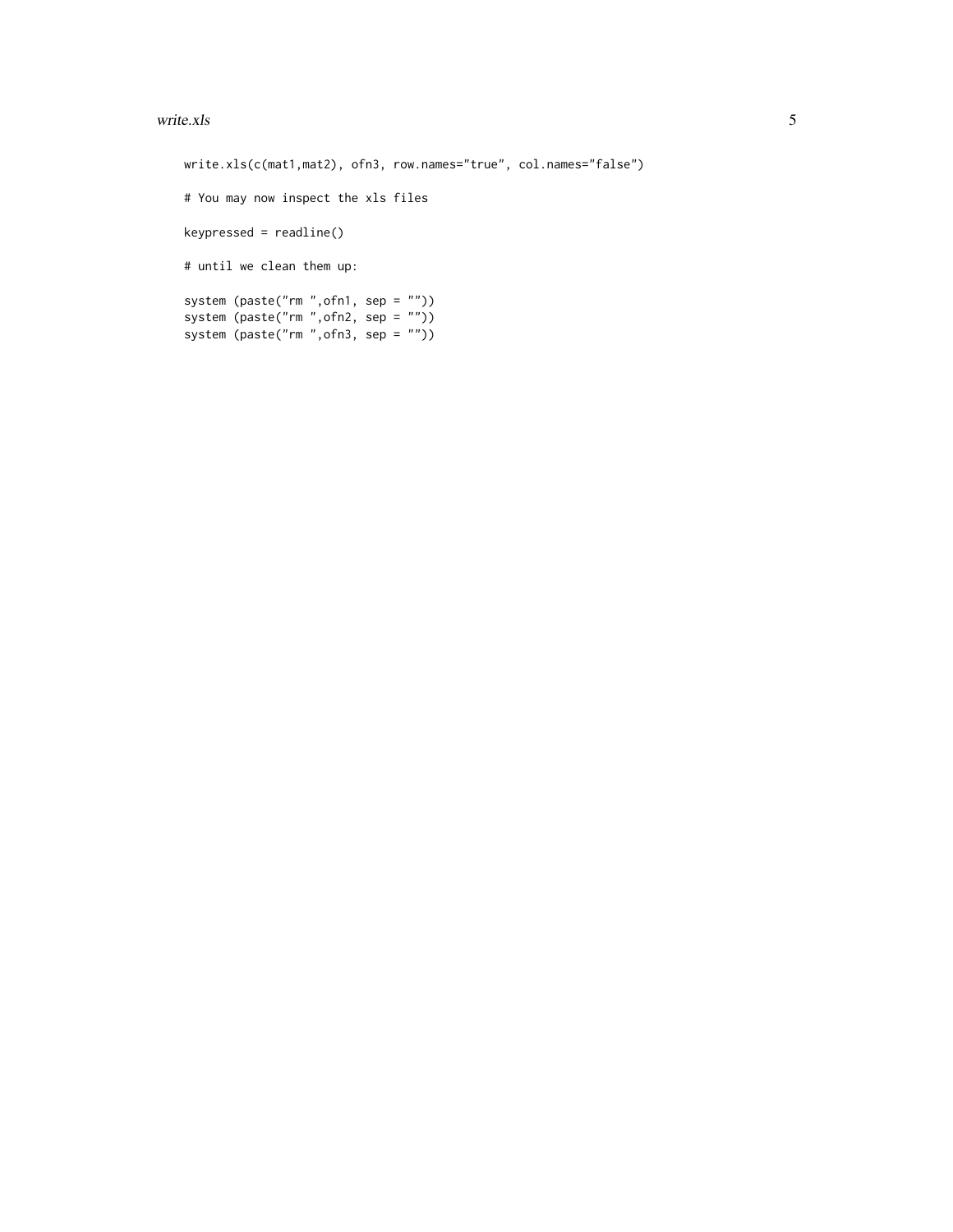```
write.xls(c(mat1,mat2), ofn3, row.names="true", col.names="false")

# You may now inspect the xls files

keypressed = readline()

# until we clean them up:

system (paste("rm ",ofn1, sep = ""))
system (paste("rm ",ofn2, sep = ""))
system (paste("rm ",ofn3, sep = ""))
```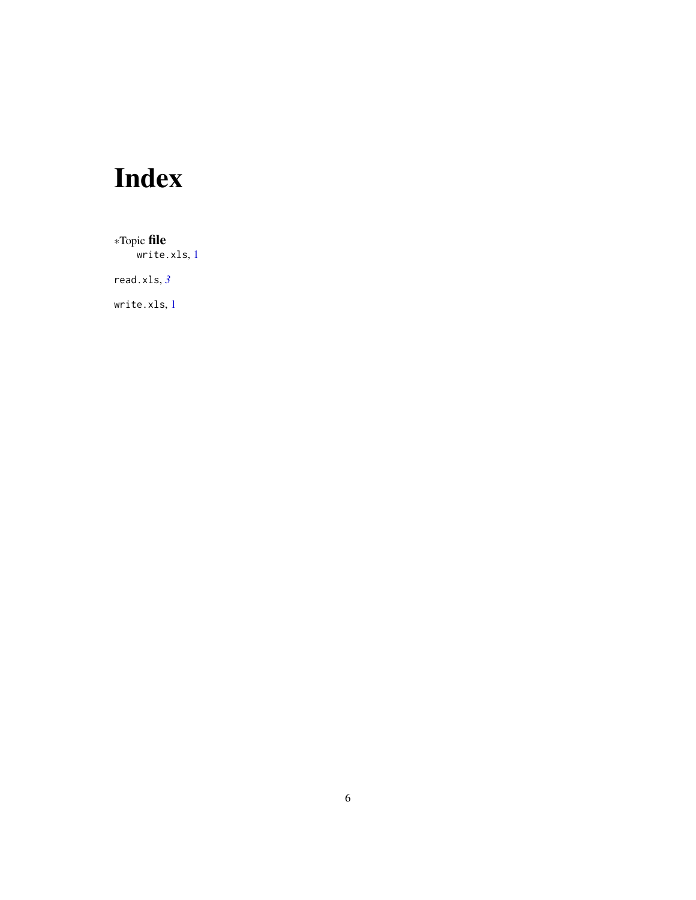# Index

*Topic **file**
    write.xls, 1

read.xls, *3*

write.xls, 1